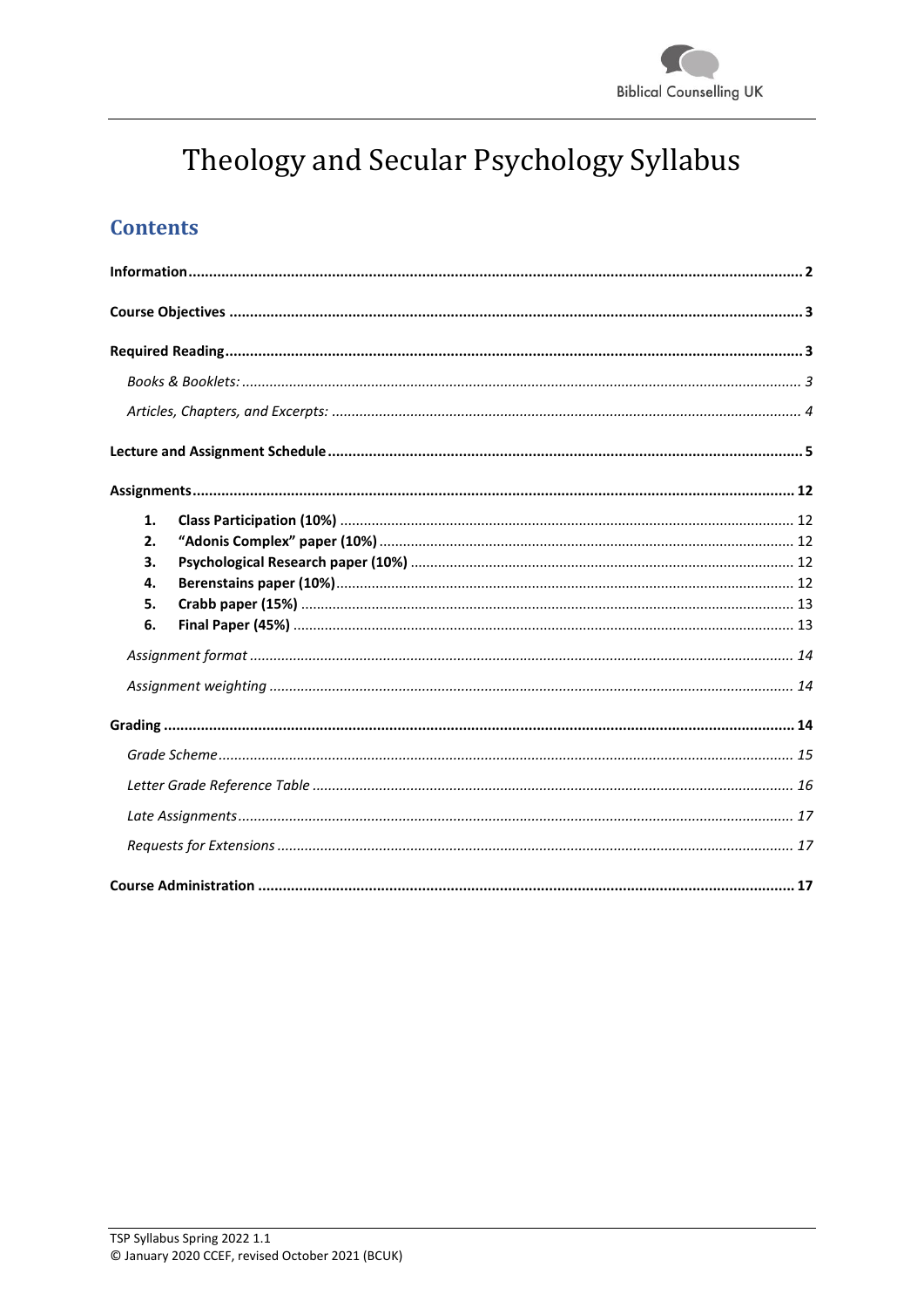Biblical Counselling UK

# Theology and Secular Psychology Syllabus

## Contents

**Information** .......... **2**

**Course Objectives** .......... **3**

**Required Reading** .......... **3**

*Books & Booklets:* .......... *3*

*Articles, Chapters, and Excerpts:* .......... *4*

**Lecture and Assignment Schedule** .......... **5**

**Assignments** .......... **12**

1. **Class Participation (10%)** .......... 12
2. **"Adonis Complex" paper (10%)** .......... 12
3. **Psychological Research paper (10%)** .......... 12
4. **Berenstains paper (10%)** .......... 12
5. **Crabb paper (15%)** .......... 13
6. **Final Paper (45%)** .......... 13

*Assignment format* .......... *14*

*Assignment weighting* .......... *14*

**Grading** .......... **14**

*Grade Scheme* .......... *15*

*Letter Grade Reference Table* .......... *16*

*Late Assignments* .......... *17*

*Requests for Extensions* .......... *17*

**Course Administration** .......... **17**

TSP Syllabus Spring 2022 1.1
© January 2020 CCEF, revised October 2021 (BCUK)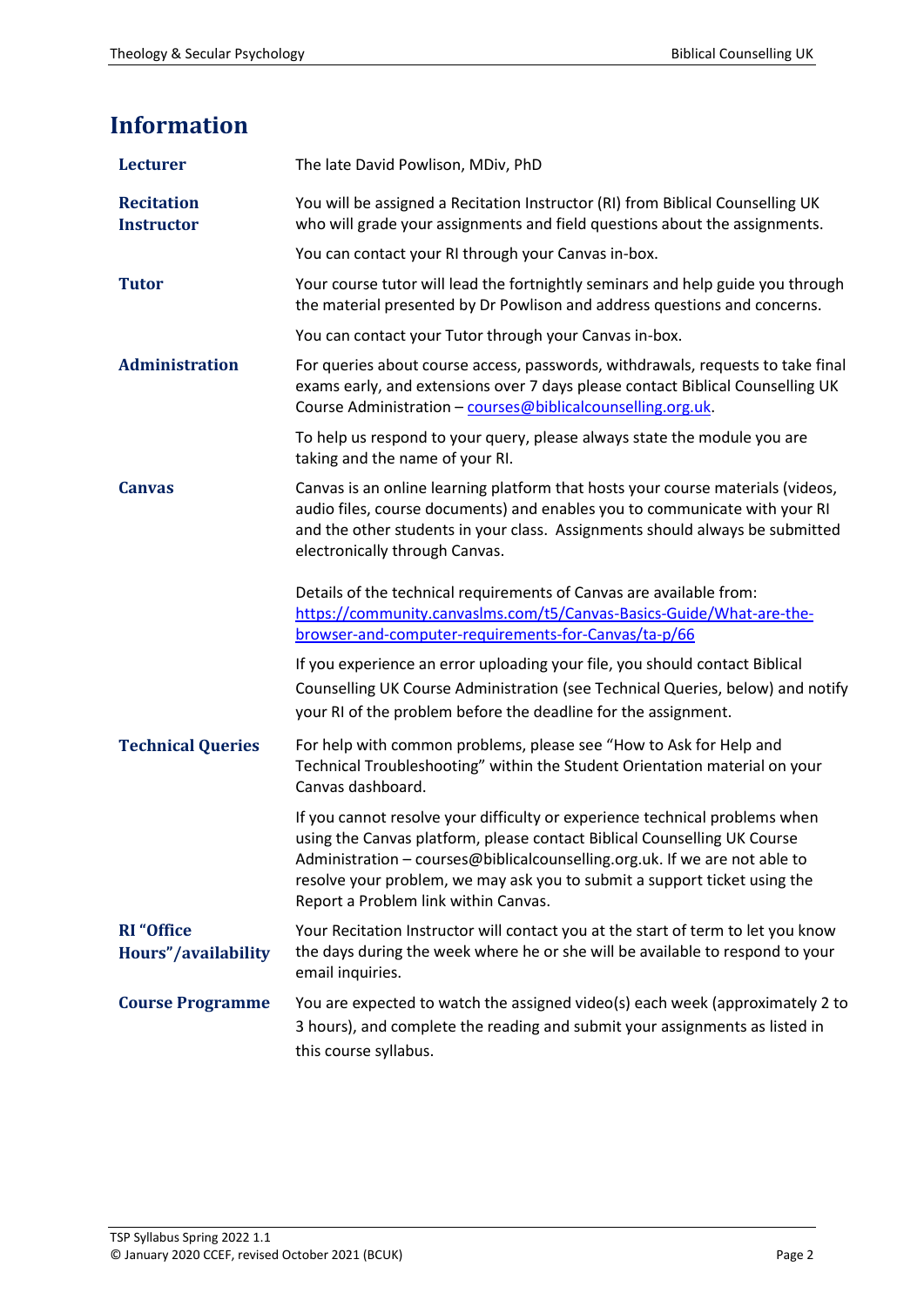# Information

| | |
|---|---|
| **Lecturer** | The late David Powlison, MDiv, PhD |
| **Recitation Instructor** | You will be assigned a Recitation Instructor (RI) from Biblical Counselling UK who will grade your assignments and field questions about the assignments.<br><br>You can contact your RI through your Canvas in-box. |
| **Tutor** | Your course tutor will lead the fortnightly seminars and help guide you through the material presented by Dr Powlison and address questions and concerns.<br><br>You can contact your Tutor through your Canvas in-box. |
| **Administration** | For queries about course access, passwords, withdrawals, requests to take final exams early, and extensions over 7 days please contact Biblical Counselling UK Course Administration – courses@biblicalcounselling.org.uk.<br><br>To help us respond to your query, please always state the module you are taking and the name of your RI. |
| **Canvas** | Canvas is an online learning platform that hosts your course materials (videos, audio files, course documents) and enables you to communicate with your RI and the other students in your class. Assignments should always be submitted electronically through Canvas.<br><br>Details of the technical requirements of Canvas are available from: https://community.canvaslms.com/t5/Canvas-Basics-Guide/What-are-the-browser-and-computer-requirements-for-Canvas/ta-p/66<br><br>If you experience an error uploading your file, you should contact Biblical Counselling UK Course Administration (see Technical Queries, below) and notify your RI of the problem before the deadline for the assignment. |
| **Technical Queries** | For help with common problems, please see "How to Ask for Help and Technical Troubleshooting" within the Student Orientation material on your Canvas dashboard.<br><br>If you cannot resolve your difficulty or experience technical problems when using the Canvas platform, please contact Biblical Counselling UK Course Administration – courses@biblicalcounselling.org.uk. If we are not able to resolve your problem, we may ask you to submit a support ticket using the Report a Problem link within Canvas. |
| **RI "Office Hours"/availability** | Your Recitation Instructor will contact you at the start of term to let you know the days during the week where he or she will be available to respond to your email inquiries. |
| **Course Programme** | You are expected to watch the assigned video(s) each week (approximately 2 to 3 hours), and complete the reading and submit your assignments as listed in this course syllabus. |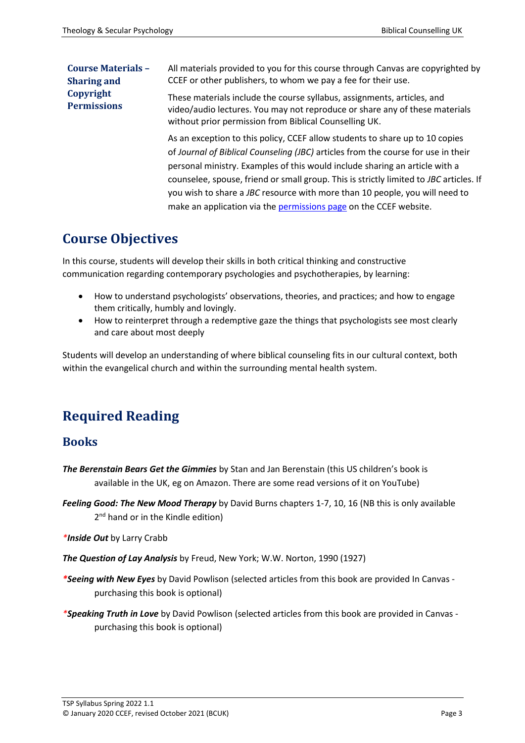**Course Materials – Sharing and Copyright Permissions**

All materials provided to you for this course through Canvas are copyrighted by CCEF or other publishers, to whom we pay a fee for their use.

These materials include the course syllabus, assignments, articles, and video/audio lectures. You may not reproduce or share any of these materials without prior permission from Biblical Counselling UK.

As an exception to this policy, CCEF allow students to share up to 10 copies of *Journal of Biblical Counseling (JBC)* articles from the course for use in their personal ministry. Examples of this would include sharing an article with a counselee, spouse, friend or small group. This is strictly limited to *JBC* articles. If you wish to share a *JBC* resource with more than 10 people, you will need to make an application via the permissions page on the CCEF website.

## Course Objectives

In this course, students will develop their skills in both critical thinking and constructive communication regarding contemporary psychologies and psychotherapies, by learning:

- How to understand psychologists' observations, theories, and practices; and how to engage them critically, humbly and lovingly.
- How to reinterpret through a redemptive gaze the things that psychologists see most clearly and care about most deeply

Students will develop an understanding of where biblical counseling fits in our cultural context, both within the evangelical church and within the surrounding mental health system.

## Required Reading

### Books

***The Berenstain Bears Get the Gimmies*** by Stan and Jan Berenstain (this US children's book is available in the UK, eg on Amazon. There are some read versions of it on YouTube)

***Feeling Good: The New Mood Therapy*** by David Burns chapters 1-7, 10, 16 (NB this is only available 2nd hand or in the Kindle edition)

****Inside Out*** by Larry Crabb

***The Question of Lay Analysis*** by Freud, New York; W.W. Norton, 1990 (1927)

****Seeing with New Eyes*** by David Powlison (selected articles from this book are provided In Canvas - purchasing this book is optional)

****Speaking Truth in Love*** by David Powlison (selected articles from this book are provided in Canvas - purchasing this book is optional)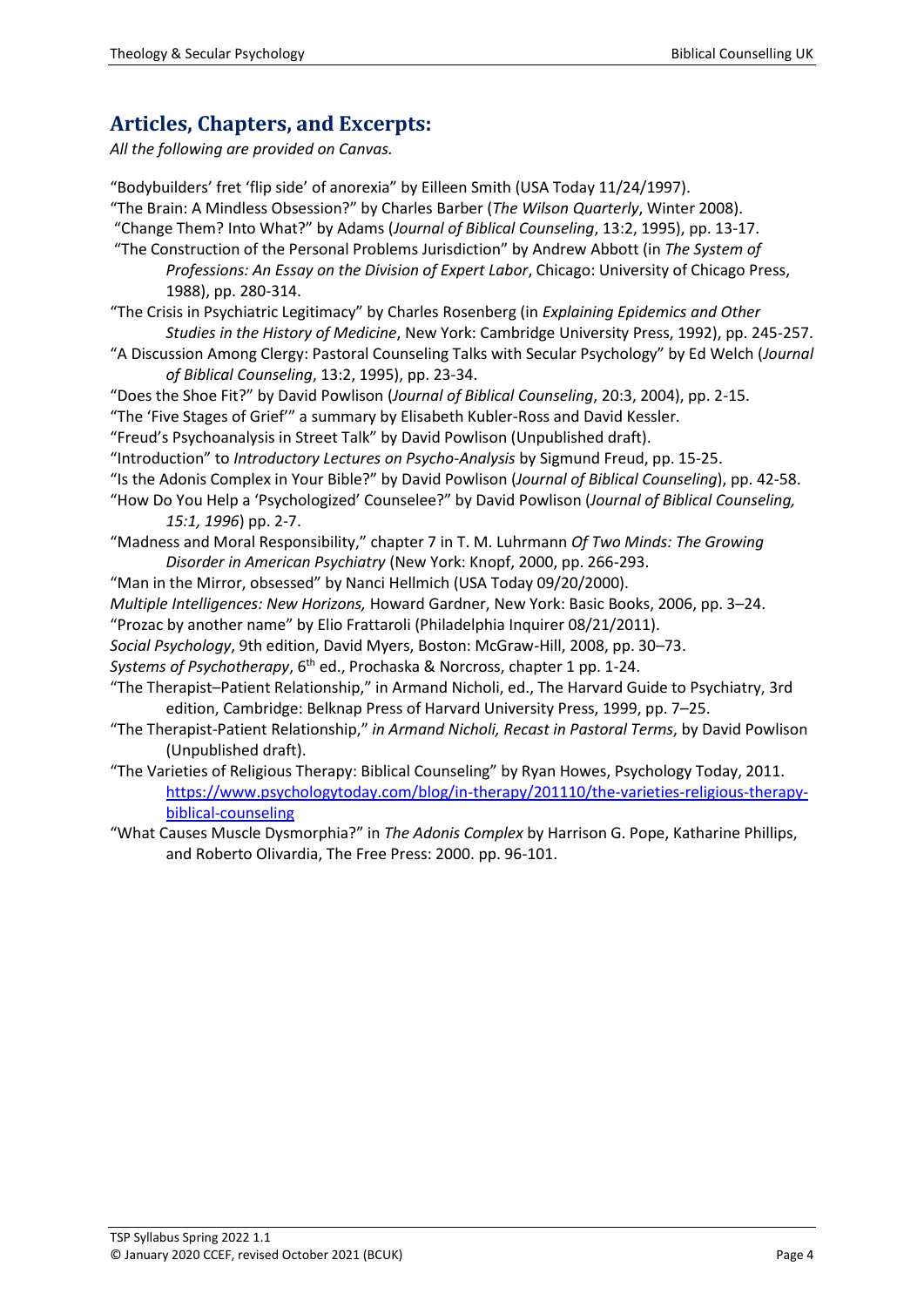## Articles, Chapters, and Excerpts:

*All the following are provided on Canvas.*

"Bodybuilders' fret 'flip side' of anorexia" by Eilleen Smith (USA Today 11/24/1997).

"The Brain: A Mindless Obsession?" by Charles Barber (*The Wilson Quarterly*, Winter 2008).

"Change Them? Into What?" by Adams (*Journal of Biblical Counseling*, 13:2, 1995), pp. 13-17.

"The Construction of the Personal Problems Jurisdiction" by Andrew Abbott (in *The System of Professions: An Essay on the Division of Expert Labor*, Chicago: University of Chicago Press, 1988), pp. 280-314.

"The Crisis in Psychiatric Legitimacy" by Charles Rosenberg (in *Explaining Epidemics and Other Studies in the History of Medicine*, New York: Cambridge University Press, 1992), pp. 245-257.

"A Discussion Among Clergy: Pastoral Counseling Talks with Secular Psychology" by Ed Welch (*Journal of Biblical Counseling*, 13:2, 1995), pp. 23-34.

"Does the Shoe Fit?" by David Powlison (*Journal of Biblical Counseling*, 20:3, 2004), pp. 2-15.

"The 'Five Stages of Grief'" a summary by Elisabeth Kubler-Ross and David Kessler.

"Freud's Psychoanalysis in Street Talk" by David Powlison (Unpublished draft).

"Introduction" to *Introductory Lectures on Psycho-Analysis* by Sigmund Freud, pp. 15-25.

"Is the Adonis Complex in Your Bible?" by David Powlison (*Journal of Biblical Counseling*), pp. 42-58.

"How Do You Help a 'Psychologized' Counselee?" by David Powlison (*Journal of Biblical Counseling, 15:1, 1996*) pp. 2-7.

"Madness and Moral Responsibility," chapter 7 in T. M. Luhrmann *Of Two Minds: The Growing Disorder in American Psychiatry* (New York: Knopf, 2000, pp. 266-293.

"Man in the Mirror, obsessed" by Nanci Hellmich (USA Today 09/20/2000).

*Multiple Intelligences: New Horizons,* Howard Gardner, New York: Basic Books, 2006, pp. 3–24.

"Prozac by another name" by Elio Frattaroli (Philadelphia Inquirer 08/21/2011).

*Social Psychology*, 9th edition, David Myers, Boston: McGraw-Hill, 2008, pp. 30–73.

*Systems of Psychotherapy*, 6th ed., Prochaska & Norcross, chapter 1 pp. 1-24.

"The Therapist–Patient Relationship," in Armand Nicholi, ed., The Harvard Guide to Psychiatry, 3rd edition, Cambridge: Belknap Press of Harvard University Press, 1999, pp. 7–25.

"The Therapist-Patient Relationship," *in Armand Nicholi, Recast in Pastoral Terms*, by David Powlison (Unpublished draft).

"The Varieties of Religious Therapy: Biblical Counseling" by Ryan Howes, Psychology Today, 2011. https://www.psychologytoday.com/blog/in-therapy/201110/the-varieties-religious-therapy-biblical-counseling

"What Causes Muscle Dysmorphia?" in *The Adonis Complex* by Harrison G. Pope, Katharine Phillips, and Roberto Olivardia, The Free Press: 2000. pp. 96-101.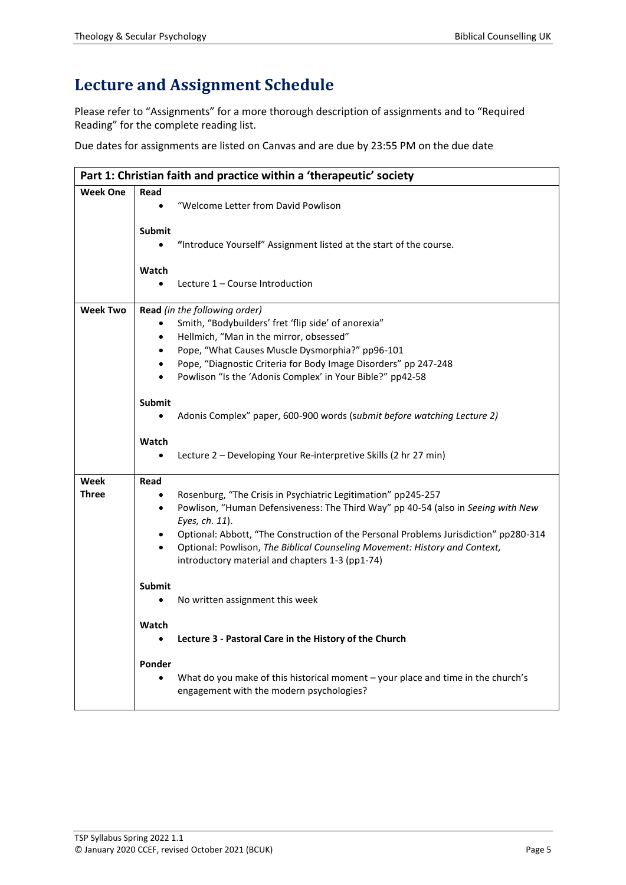# Lecture and Assignment Schedule

Please refer to "Assignments" for a more thorough description of assignments and to "Required Reading" for the complete reading list.

Due dates for assignments are listed on Canvas and are due by 23:55 PM on the due date

| Part 1: Christian faith and practice within a 'therapeutic' society | |
|---|---|
| **Week One** | **Read**<br>• "Welcome Letter from David Powlison<br><br>**Submit**<br>• **"**Introduce Yourself" Assignment listed at the start of the course.<br><br>**Watch**<br>• Lecture 1 – Course Introduction |
| **Week Two** | **Read** *(in the following order)*<br>• Smith, "Bodybuilders' fret 'flip side' of anorexia"<br>• Hellmich, "Man in the mirror, obsessed"<br>• Pope, "What Causes Muscle Dysmorphia?" pp96-101<br>• Pope, "Diagnostic Criteria for Body Image Disorders" pp 247-248<br>• Powlison "Is the 'Adonis Complex' in Your Bible?" pp42-58<br><br>**Submit**<br>• Adonis Complex" paper, 600-900 words (*submit before watching Lecture 2)*<br><br>**Watch**<br>• Lecture 2 – Developing Your Re-interpretive Skills (2 hr 27 min) |
| **Week Three** | **Read**<br>• Rosenburg, "The Crisis in Psychiatric Legitimation" pp245-257<br>• Powlison, "Human Defensiveness: The Third Way" pp 40-54 (also in *Seeing with New Eyes, ch. 11*).<br>• Optional: Abbott, "The Construction of the Personal Problems Jurisdiction" pp280-314<br>• Optional: Powlison, *The Biblical Counseling Movement: History and Context,* introductory material and chapters 1-3 (pp1-74)<br><br>**Submit**<br>• No written assignment this week<br><br>**Watch**<br>• **Lecture 3 - Pastoral Care in the History of the Church**<br><br>**Ponder**<br>• What do you make of this historical moment – your place and time in the church's engagement with the modern psychologies? |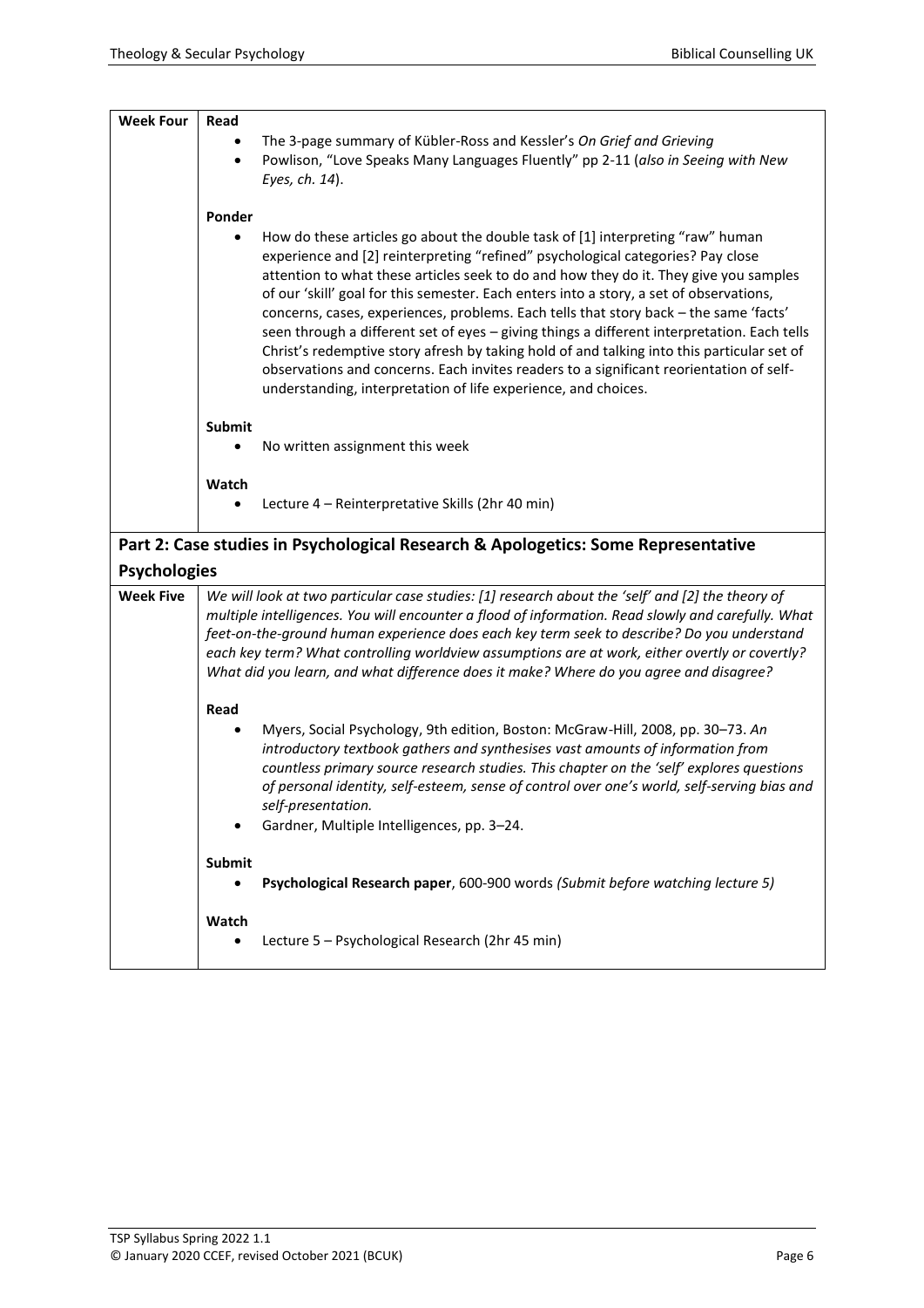| | |
|---|---|
| **Week Four** | **Read**<br>• The 3-page summary of Kübler-Ross and Kessler's *On Grief and Grieving*<br>• Powlison, "Love Speaks Many Languages Fluently" pp 2-11 (*also in Seeing with New Eyes, ch. 14*).<br><br>**Ponder**<br>• How do these articles go about the double task of [1] interpreting "raw" human experience and [2] reinterpreting "refined" psychological categories? Pay close attention to what these articles seek to do and how they do it. They give you samples of our 'skill' goal for this semester. Each enters into a story, a set of observations, concerns, cases, experiences, problems. Each tells that story back – the same 'facts' seen through a different set of eyes – giving things a different interpretation. Each tells Christ's redemptive story afresh by taking hold of and talking into this particular set of observations and concerns. Each invites readers to a significant reorientation of self-understanding, interpretation of life experience, and choices.<br><br>**Submit**<br>• No written assignment this week<br><br>**Watch**<br>• Lecture 4 – Reinterpretative Skills (2hr 40 min) |
| **Part 2: Case studies in Psychological Research & Apologetics: Some Representative Psychologies** | |
| **Week Five** | *We will look at two particular case studies: [1] research about the 'self' and [2] the theory of multiple intelligences. You will encounter a flood of information. Read slowly and carefully. What feet-on-the-ground human experience does each key term seek to describe? Do you understand each key term? What controlling worldview assumptions are at work, either overtly or covertly? What did you learn, and what difference does it make? Where do you agree and disagree?*<br><br>**Read**<br>• Myers, Social Psychology, 9th edition, Boston: McGraw-Hill, 2008, pp. 30–73. *An introductory textbook gathers and synthesises vast amounts of information from countless primary source research studies. This chapter on the 'self' explores questions of personal identity, self-esteem, sense of control over one's world, self-serving bias and self-presentation.*<br>• Gardner, Multiple Intelligences, pp. 3–24.<br><br>**Submit**<br>• **Psychological Research paper**, 600-900 words *(Submit before watching lecture 5)*<br><br>**Watch**<br>• Lecture 5 – Psychological Research (2hr 45 min) |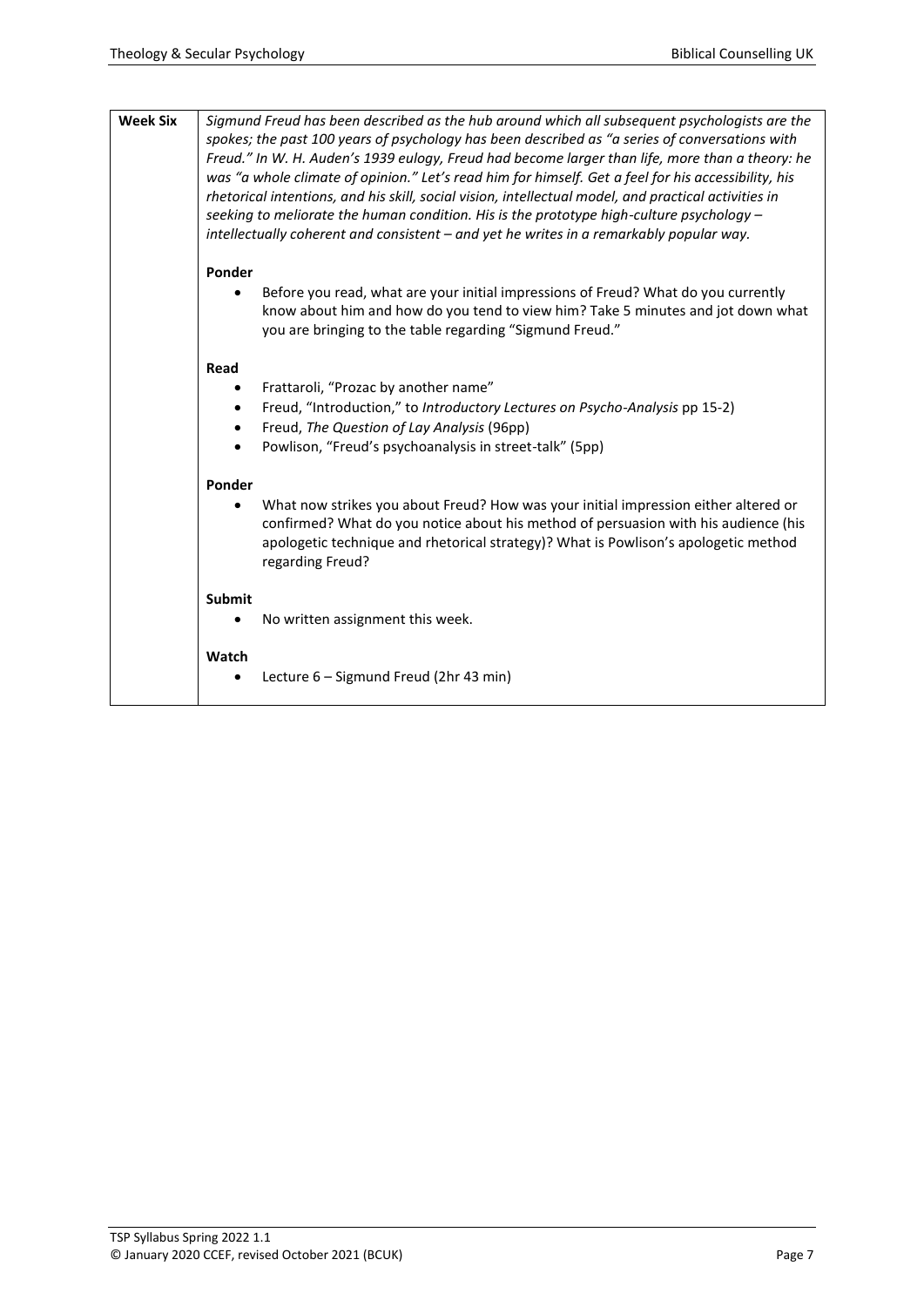| | |
|---|---|
| **Week Six** | *Sigmund Freud has been described as the hub around which all subsequent psychologists are the spokes; the past 100 years of psychology has been described as "a series of conversations with Freud." In W. H. Auden's 1939 eulogy, Freud had become larger than life, more than a theory: he was "a whole climate of opinion." Let's read him for himself. Get a feel for his accessibility, his rhetorical intentions, and his skill, social vision, intellectual model, and practical activities in seeking to meliorate the human condition. His is the prototype high-culture psychology – intellectually coherent and consistent – and yet he writes in a remarkably popular way.*<br><br>**Ponder**<br>• Before you read, what are your initial impressions of Freud? What do you currently know about him and how do you tend to view him? Take 5 minutes and jot down what you are bringing to the table regarding "Sigmund Freud."<br><br>**Read**<br>• Frattaroli, "Prozac by another name"<br>• Freud, "Introduction," to *Introductory Lectures on Psycho-Analysis* pp 15-2)<br>• Freud, *The Question of Lay Analysis* (96pp)<br>• Powlison, "Freud's psychoanalysis in street-talk" (5pp)<br><br>**Ponder**<br>• What now strikes you about Freud? How was your initial impression either altered or confirmed? What do you notice about his method of persuasion with his audience (his apologetic technique and rhetorical strategy)? What is Powlison's apologetic method regarding Freud?<br><br>**Submit**<br>• No written assignment this week.<br><br>**Watch**<br>• Lecture 6 – Sigmund Freud (2hr 43 min) |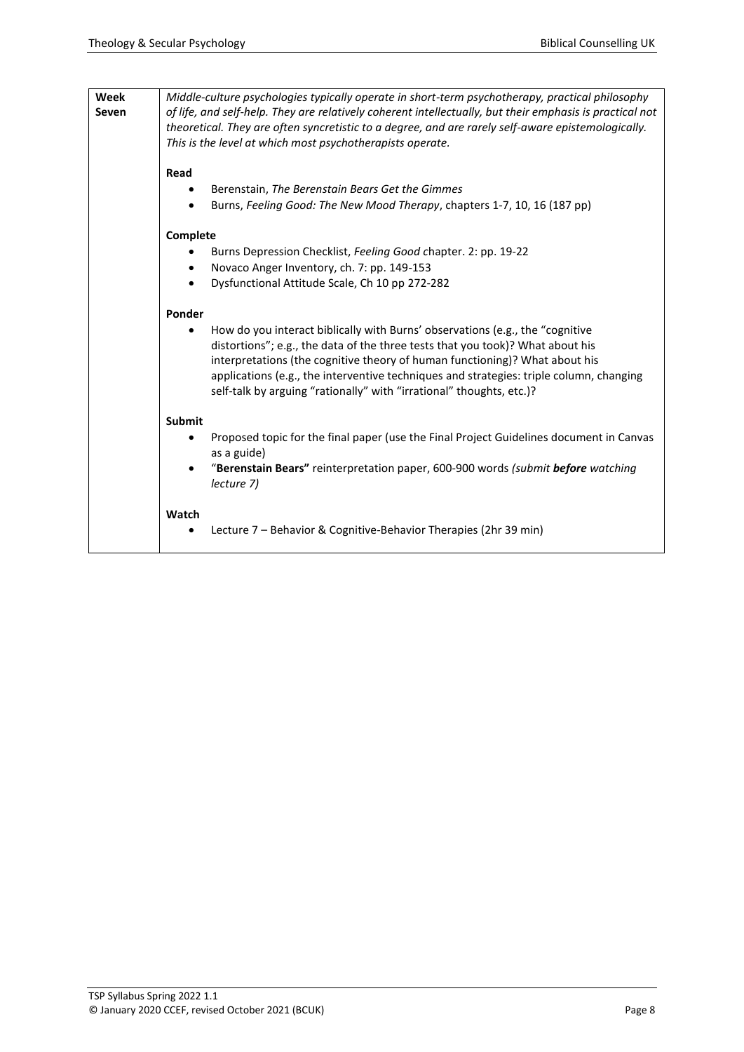| Week Seven | *Middle-culture psychologies typically operate in short-term psychotherapy, practical philosophy of life, and self-help. They are relatively coherent intellectually, but their emphasis is practical not theoretical. They are often syncretistic to a degree, and are rarely self-aware epistemologically. This is the level at which most psychotherapists operate.*<br><br>**Read**<br>• Berenstain, *The Berenstain Bears Get the Gimmes*<br>• Burns, *Feeling Good: The New Mood Therapy*, chapters 1-7, 10, 16 (187 pp)<br><br>**Complete**<br>• Burns Depression Checklist, *Feeling Good c*hapter. 2: pp. 19-22<br>• Novaco Anger Inventory, ch. 7: pp. 149-153<br>• Dysfunctional Attitude Scale, Ch 10 pp 272-282<br><br>**Ponder**<br>• How do you interact biblically with Burns' observations (e.g., the "cognitive distortions"; e.g., the data of the three tests that you took)? What about his interpretations (the cognitive theory of human functioning)? What about his applications (e.g., the interventive techniques and strategies: triple column, changing self-talk by arguing "rationally" with "irrational" thoughts, etc.)?<br><br>**Submit**<br>• Proposed topic for the final paper (use the Final Project Guidelines document in Canvas as a guide)<br>• "**Berenstain Bears"** reinterpretation paper, 600-900 words *(submit **before** watching lecture 7)*<br><br>**Watch**<br>• Lecture 7 – Behavior & Cognitive-Behavior Therapies (2hr 39 min) |
|---|---|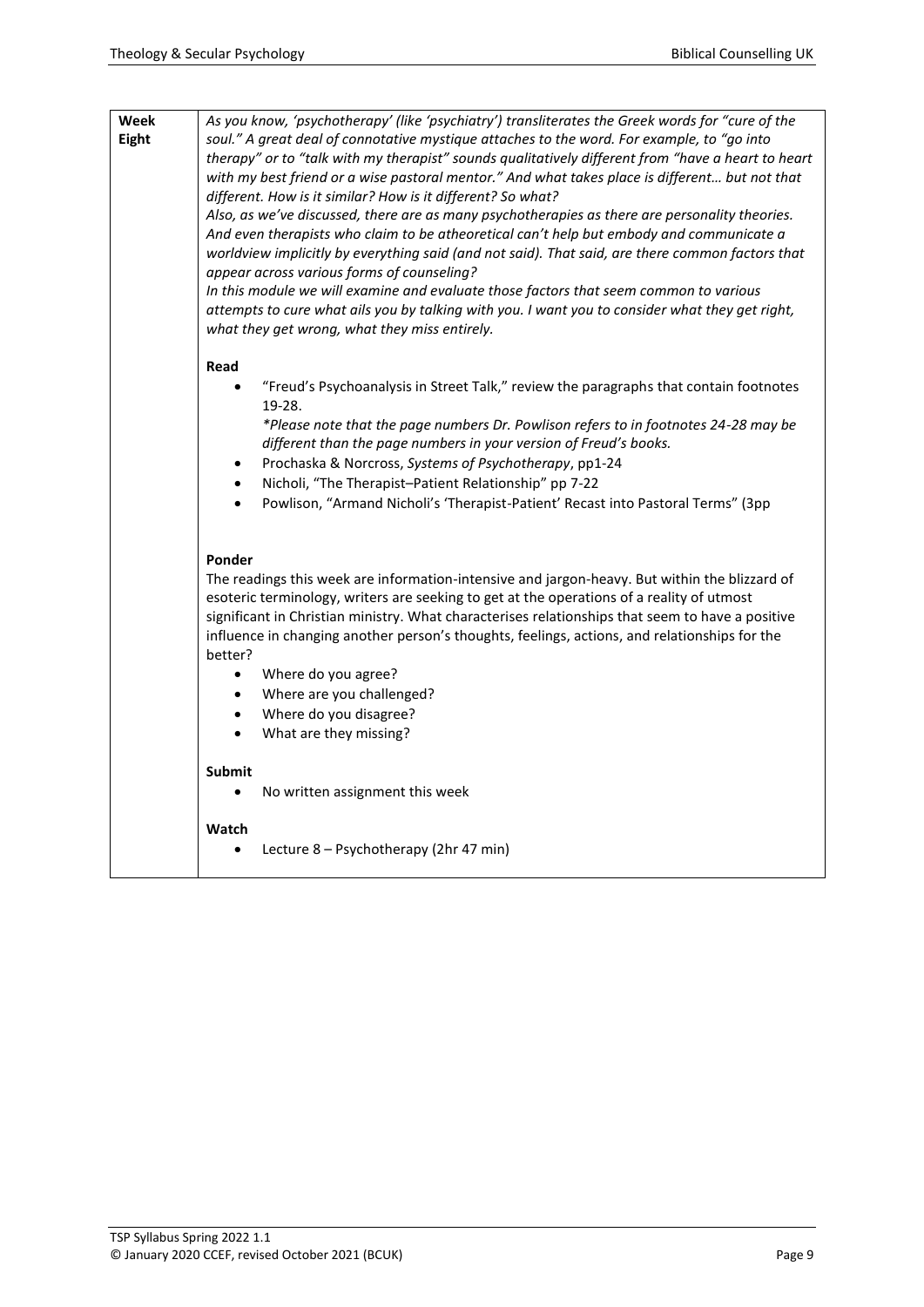| | |
|---|---|
| **Week Eight** | *As you know, 'psychotherapy' (like 'psychiatry') transliterates the Greek words for "cure of the soul." A great deal of connotative mystique attaches to the word. For example, to "go into therapy" or to "talk with my therapist" sounds qualitatively different from "have a heart to heart with my best friend or a wise pastoral mentor." And what takes place is different… but not that different. How is it similar? How is it different? So what?*<br>*Also, as we've discussed, there are as many psychotherapies as there are personality theories. And even therapists who claim to be atheoretical can't help but embody and communicate a worldview implicitly by everything said (and not said). That said, are there common factors that appear across various forms of counseling?*<br>*In this module we will examine and evaluate those factors that seem common to various attempts to cure what ails you by talking with you. I want you to consider what they get right, what they get wrong, what they miss entirely.*<br><br>**Read**<br>• "Freud's Psychoanalysis in Street Talk," review the paragraphs that contain footnotes 19-28.<br>*\*Please note that the page numbers Dr. Powlison refers to in footnotes 24-28 may be different than the page numbers in your version of Freud's books.*<br>• Prochaska & Norcross, *Systems of Psychotherapy*, pp1-24<br>• Nicholi, "The Therapist–Patient Relationship" pp 7-22<br>• Powlison, "Armand Nicholi's 'Therapist-Patient' Recast into Pastoral Terms" (3pp<br><br>**Ponder**<br>The readings this week are information-intensive and jargon-heavy. But within the blizzard of esoteric terminology, writers are seeking to get at the operations of a reality of utmost significant in Christian ministry. What characterises relationships that seem to have a positive influence in changing another person's thoughts, feelings, actions, and relationships for the better?<br>• Where do you agree?<br>• Where are you challenged?<br>• Where do you disagree?<br>• What are they missing?<br><br>**Submit**<br>• No written assignment this week<br><br>**Watch**<br>• Lecture 8 – Psychotherapy (2hr 47 min) |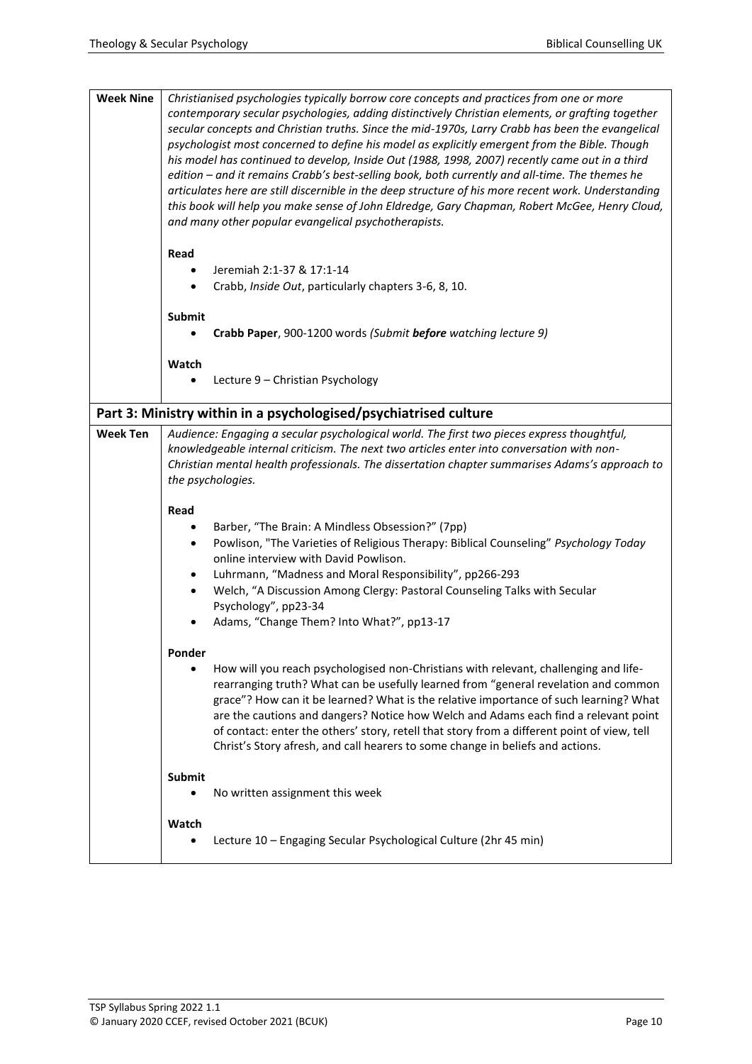| | |
|---|---|
| **Week Nine** | *Christianised psychologies typically borrow core concepts and practices from one or more contemporary secular psychologies, adding distinctively Christian elements, or grafting together secular concepts and Christian truths. Since the mid-1970s, Larry Crabb has been the evangelical psychologist most concerned to define his model as explicitly emergent from the Bible. Though his model has continued to develop, Inside Out (1988, 1998, 2007) recently came out in a third edition – and it remains Crabb's best-selling book, both currently and all-time. The themes he articulates here are still discernible in the deep structure of his more recent work. Understanding this book will help you make sense of John Eldredge, Gary Chapman, Robert McGee, Henry Cloud, and many other popular evangelical psychotherapists.*<br><br>**Read**<br>• Jeremiah 2:1-37 & 17:1-14<br>• Crabb, *Inside Out*, particularly chapters 3-6, 8, 10.<br><br>**Submit**<br>• **Crabb Paper**, 900-1200 words *(Submit **before** watching lecture 9)*<br><br>**Watch**<br>• Lecture 9 – Christian Psychology |
| **Part 3: Ministry within in a psychologised/psychiatrised culture** | |
| **Week Ten** | *Audience: Engaging a secular psychological world. The first two pieces express thoughtful, knowledgeable internal criticism. The next two articles enter into conversation with non-Christian mental health professionals. The dissertation chapter summarises Adams's approach to the psychologies.*<br><br>**Read**<br>• Barber, "The Brain: A Mindless Obsession?" (7pp)<br>• Powlison, "The Varieties of Religious Therapy: Biblical Counseling" *Psychology Today* online interview with David Powlison.<br>• Luhrmann, "Madness and Moral Responsibility", pp266-293<br>• Welch, "A Discussion Among Clergy: Pastoral Counseling Talks with Secular Psychology", pp23-34<br>• Adams, "Change Them? Into What?", pp13-17<br><br>**Ponder**<br>• How will you reach psychologised non-Christians with relevant, challenging and life-rearranging truth? What can be usefully learned from "general revelation and common grace"? How can it be learned? What is the relative importance of such learning? What are the cautions and dangers? Notice how Welch and Adams each find a relevant point of contact: enter the others' story, retell that story from a different point of view, tell Christ's Story afresh, and call hearers to some change in beliefs and actions.<br><br>**Submit**<br>• No written assignment this week<br><br>**Watch**<br>• Lecture 10 – Engaging Secular Psychological Culture (2hr 45 min) |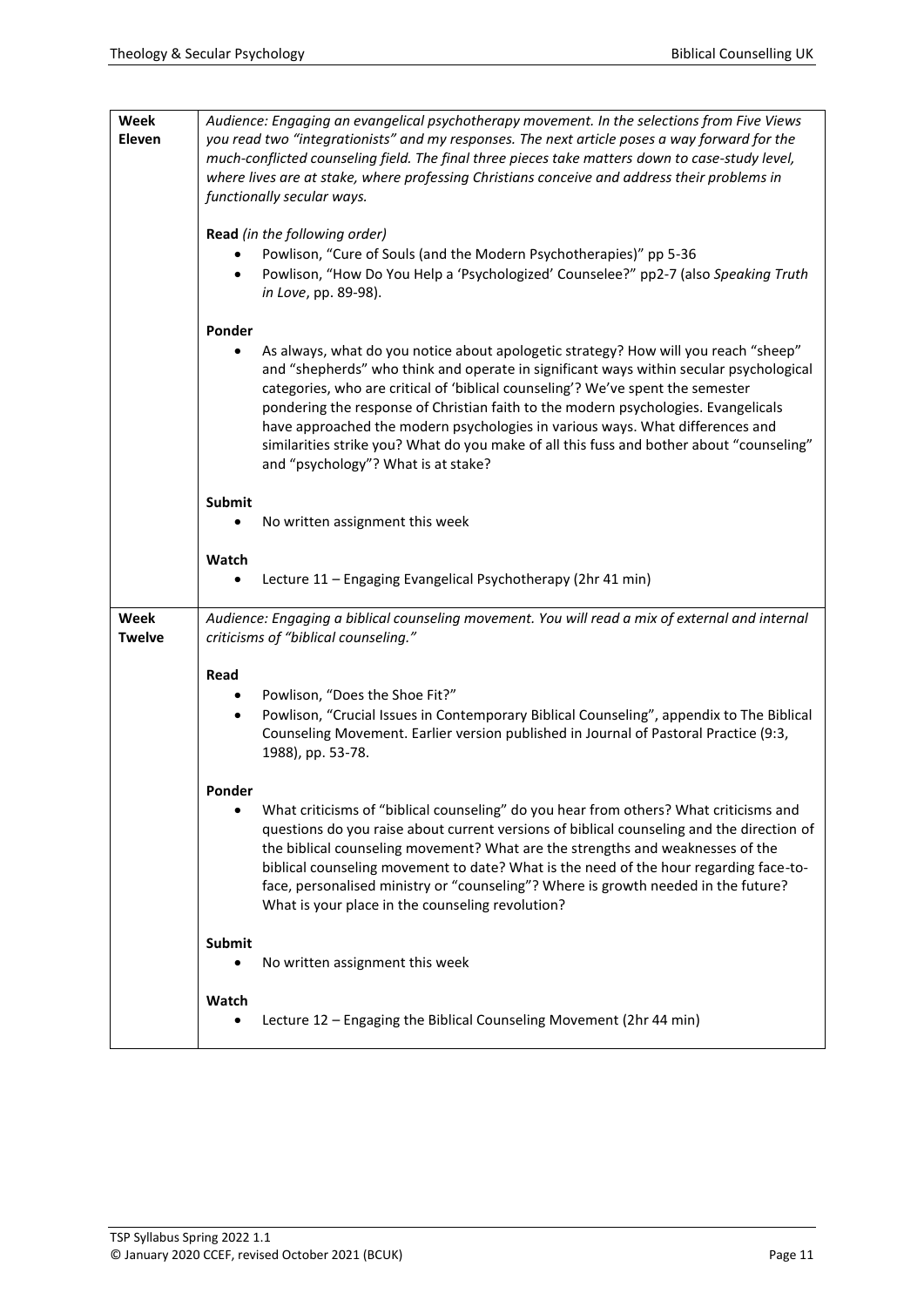| | |
|---|---|
| **Week Eleven** | *Audience: Engaging an evangelical psychotherapy movement. In the selections from Five Views you read two "integrationists" and my responses. The next article poses a way forward for the much-conflicted counseling field. The final three pieces take matters down to case-study level, where lives are at stake, where professing Christians conceive and address their problems in functionally secular ways.*<br><br>**Read** *(in the following order)*<br>• Powlison, "Cure of Souls (and the Modern Psychotherapies)" pp 5-36<br>• Powlison, "How Do You Help a 'Psychologized' Counselee?" pp2-7 (also *Speaking Truth in Love*, pp. 89-98).<br><br>**Ponder**<br>• As always, what do you notice about apologetic strategy? How will you reach "sheep" and "shepherds" who think and operate in significant ways within secular psychological categories, who are critical of 'biblical counseling'? We've spent the semester pondering the response of Christian faith to the modern psychologies. Evangelicals have approached the modern psychologies in various ways. What differences and similarities strike you? What do you make of all this fuss and bother about "counseling" and "psychology"? What is at stake?<br><br>**Submit**<br>• No written assignment this week<br><br>**Watch**<br>• Lecture 11 – Engaging Evangelical Psychotherapy (2hr 41 min) |
| **Week Twelve** | *Audience: Engaging a biblical counseling movement. You will read a mix of external and internal criticisms of "biblical counseling."*<br><br>**Read**<br>• Powlison, "Does the Shoe Fit?"<br>• Powlison, "Crucial Issues in Contemporary Biblical Counseling", appendix to The Biblical Counseling Movement. Earlier version published in Journal of Pastoral Practice (9:3, 1988), pp. 53-78.<br><br>**Ponder**<br>• What criticisms of "biblical counseling" do you hear from others? What criticisms and questions do you raise about current versions of biblical counseling and the direction of the biblical counseling movement? What are the strengths and weaknesses of the biblical counseling movement to date? What is the need of the hour regarding face-to-face, personalised ministry or "counseling"? Where is growth needed in the future? What is your place in the counseling revolution?<br><br>**Submit**<br>• No written assignment this week<br><br>**Watch**<br>• Lecture 12 – Engaging the Biblical Counseling Movement (2hr 44 min) |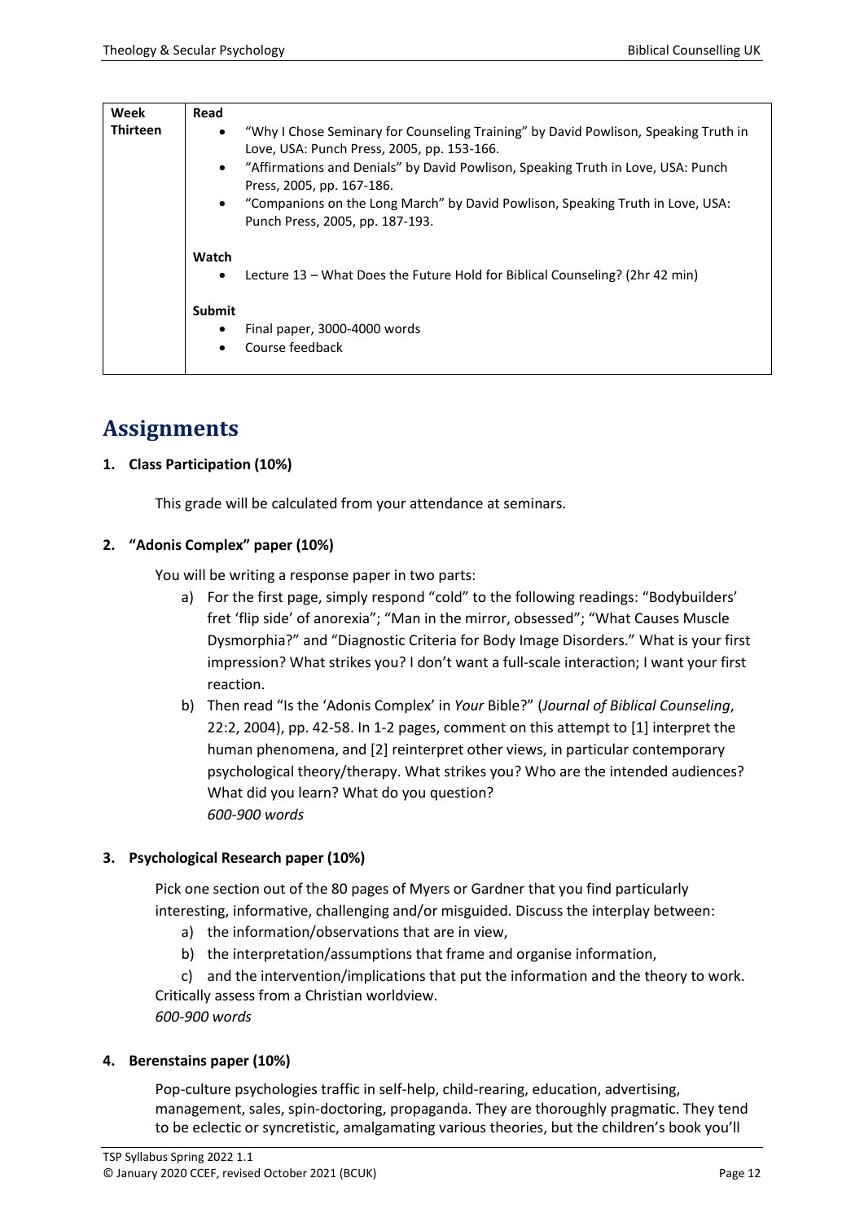| Week | Read |
| --- | --- |
| **Thirteen** | • "Why I Chose Seminary for Counseling Training" by David Powlison, Speaking Truth in Love, USA: Punch Press, 2005, pp. 153-166.<br>• "Affirmations and Denials" by David Powlison, Speaking Truth in Love, USA: Punch Press, 2005, pp. 167-186.<br>• "Companions on the Long March" by David Powlison, Speaking Truth in Love, USA: Punch Press, 2005, pp. 187-193.<br><br>**Watch**<br>• Lecture 13 – What Does the Future Hold for Biblical Counseling? (2hr 42 min)<br><br>**Submit**<br>• Final paper, 3000-4000 words<br>• Course feedback |

# Assignments

**1. Class Participation (10%)**

This grade will be calculated from your attendance at seminars.

**2. "Adonis Complex" paper (10%)**

You will be writing a response paper in two parts:

a) For the first page, simply respond "cold" to the following readings: "Bodybuilders' fret 'flip side' of anorexia"; "Man in the mirror, obsessed"; "What Causes Muscle Dysmorphia?" and "Diagnostic Criteria for Body Image Disorders." What is your first impression? What strikes you? I don't want a full-scale interaction; I want your first reaction.

b) Then read "Is the 'Adonis Complex' in *Your* Bible?" (*Journal of Biblical Counseling*, 22:2, 2004), pp. 42-58. In 1-2 pages, comment on this attempt to [1] interpret the human phenomena, and [2] reinterpret other views, in particular contemporary psychological theory/therapy. What strikes you? Who are the intended audiences? What did you learn? What do you question?
*600-900 words*

**3. Psychological Research paper (10%)**

Pick one section out of the 80 pages of Myers or Gardner that you find particularly interesting, informative, challenging and/or misguided. Discuss the interplay between:

a) the information/observations that are in view,
b) the interpretation/assumptions that frame and organise information,
c) and the intervention/implications that put the information and the theory to work.

Critically assess from a Christian worldview.
*600-900 words*

**4. Berenstains paper (10%)**

Pop-culture psychologies traffic in self-help, child-rearing, education, advertising, management, sales, spin-doctoring, propaganda. They are thoroughly pragmatic. They tend to be eclectic or syncretistic, amalgamating various theories, but the children's book you'll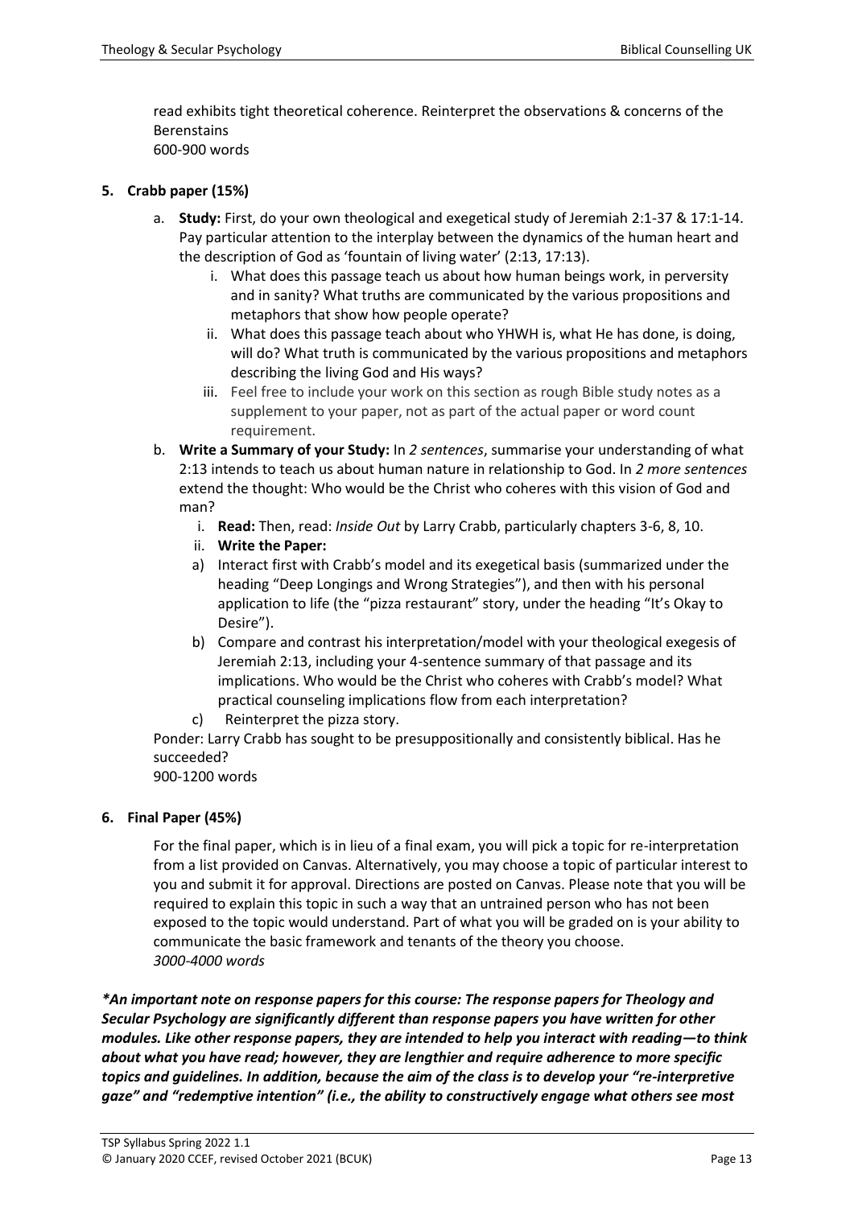read exhibits tight theoretical coherence. Reinterpret the observations & concerns of the Berenstains
600-900 words

5. **Crabb paper (15%)**

   a. **Study:** First, do your own theological and exegetical study of Jeremiah 2:1-37 & 17:1-14. Pay particular attention to the interplay between the dynamics of the human heart and the description of God as 'fountain of living water' (2:13, 17:13).

      i. What does this passage teach us about how human beings work, in perversity and in sanity? What truths are communicated by the various propositions and metaphors that show how people operate?

      ii. What does this passage teach about who YHWH is, what He has done, is doing, will do? What truth is communicated by the various propositions and metaphors describing the living God and His ways?

      iii. Feel free to include your work on this section as rough Bible study notes as a supplement to your paper, not as part of the actual paper or word count requirement.

   b. **Write a Summary of your Study:** In *2 sentences*, summarise your understanding of what 2:13 intends to teach us about human nature in relationship to God. In *2 more sentences* extend the thought: Who would be the Christ who coheres with this vision of God and man?

      i. **Read:** Then, read: *Inside Out* by Larry Crabb, particularly chapters 3-6, 8, 10.

      ii. **Write the Paper:**

      a) Interact first with Crabb's model and its exegetical basis (summarized under the heading "Deep Longings and Wrong Strategies"), and then with his personal application to life (the "pizza restaurant" story, under the heading "It's Okay to Desire").

      b) Compare and contrast his interpretation/model with your theological exegesis of Jeremiah 2:13, including your 4-sentence summary of that passage and its implications. Who would be the Christ who coheres with Crabb's model? What practical counseling implications flow from each interpretation?

      c) Reinterpret the pizza story.

   Ponder: Larry Crabb has sought to be presuppositionally and consistently biblical. Has he succeeded?
   900-1200 words

6. **Final Paper (45%)**

   For the final paper, which is in lieu of a final exam, you will pick a topic for re-interpretation from a list provided on Canvas. Alternatively, you may choose a topic of particular interest to you and submit it for approval. Directions are posted on Canvas. Please note that you will be required to explain this topic in such a way that an untrained person who has not been exposed to the topic would understand. Part of what you will be graded on is your ability to communicate the basic framework and tenants of the theory you choose.
   *3000-4000 words*

***An important note on response papers for this course: The response papers for Theology and Secular Psychology are significantly different than response papers you have written for other modules. Like other response papers, they are intended to help you interact with reading—to think about what you have read; however, they are lengthier and require adherence to more specific topics and guidelines. In addition, because the aim of the class is to develop your "re-interpretive gaze" and "redemptive intention" (i.e., the ability to constructively engage what others see most***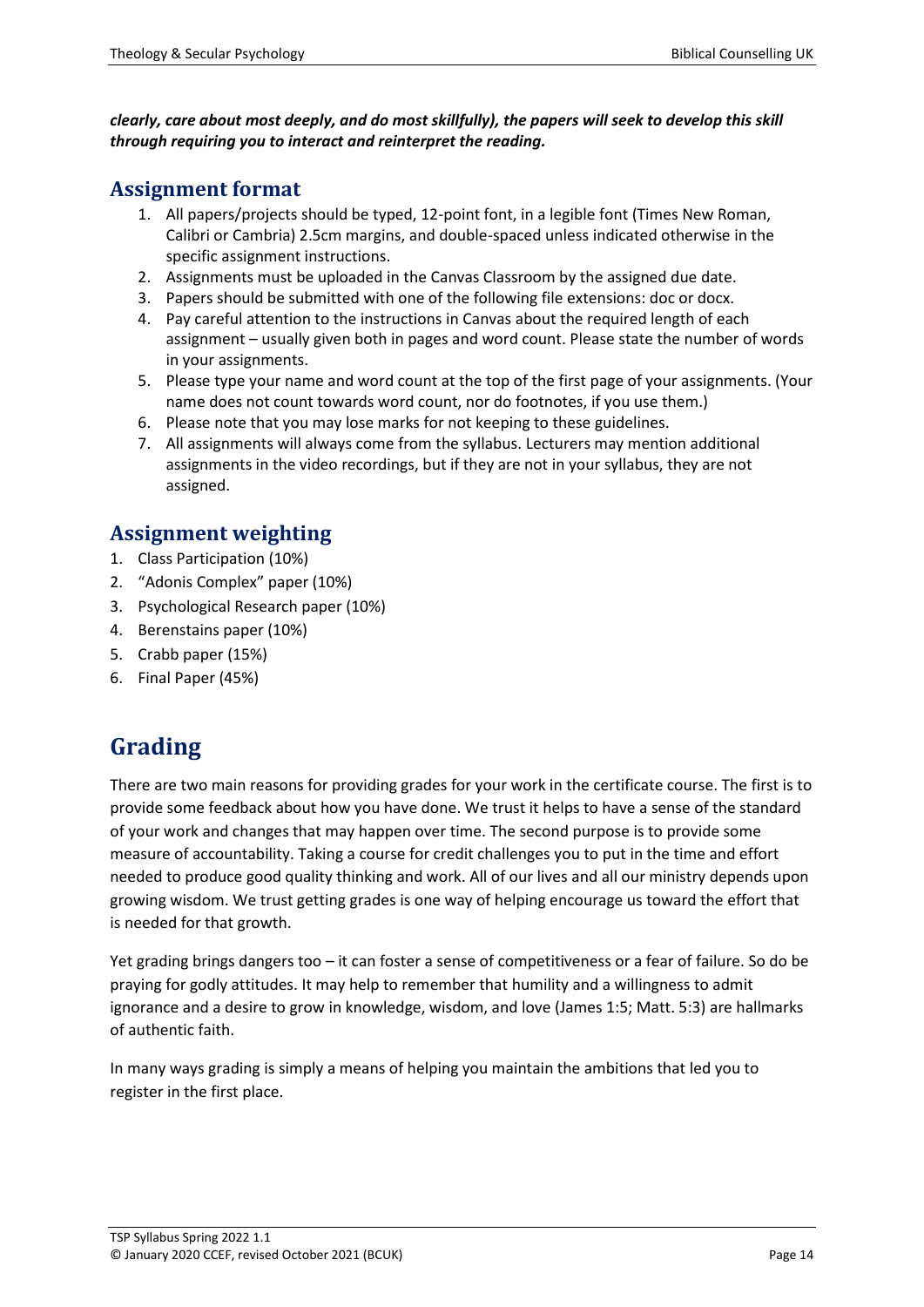***clearly, care about most deeply, and do most skillfully), the papers will seek to develop this skill through requiring you to interact and reinterpret the reading.***

## Assignment format

1. All papers/projects should be typed, 12-point font, in a legible font (Times New Roman, Calibri or Cambria) 2.5cm margins, and double-spaced unless indicated otherwise in the specific assignment instructions.
2. Assignments must be uploaded in the Canvas Classroom by the assigned due date.
3. Papers should be submitted with one of the following file extensions: doc or docx.
4. Pay careful attention to the instructions in Canvas about the required length of each assignment – usually given both in pages and word count. Please state the number of words in your assignments.
5. Please type your name and word count at the top of the first page of your assignments. (Your name does not count towards word count, nor do footnotes, if you use them.)
6. Please note that you may lose marks for not keeping to these guidelines.
7. All assignments will always come from the syllabus. Lecturers may mention additional assignments in the video recordings, but if they are not in your syllabus, they are not assigned.

## Assignment weighting

1. Class Participation (10%)
2. "Adonis Complex" paper (10%)
3. Psychological Research paper (10%)
4. Berenstains paper (10%)
5. Crabb paper (15%)
6. Final Paper (45%)

# Grading

There are two main reasons for providing grades for your work in the certificate course. The first is to provide some feedback about how you have done. We trust it helps to have a sense of the standard of your work and changes that may happen over time. The second purpose is to provide some measure of accountability. Taking a course for credit challenges you to put in the time and effort needed to produce good quality thinking and work. All of our lives and all our ministry depends upon growing wisdom. We trust getting grades is one way of helping encourage us toward the effort that is needed for that growth.

Yet grading brings dangers too – it can foster a sense of competitiveness or a fear of failure. So do be praying for godly attitudes. It may help to remember that humility and a willingness to admit ignorance and a desire to grow in knowledge, wisdom, and love (James 1:5; Matt. 5:3) are hallmarks of authentic faith.

In many ways grading is simply a means of helping you maintain the ambitions that led you to register in the first place.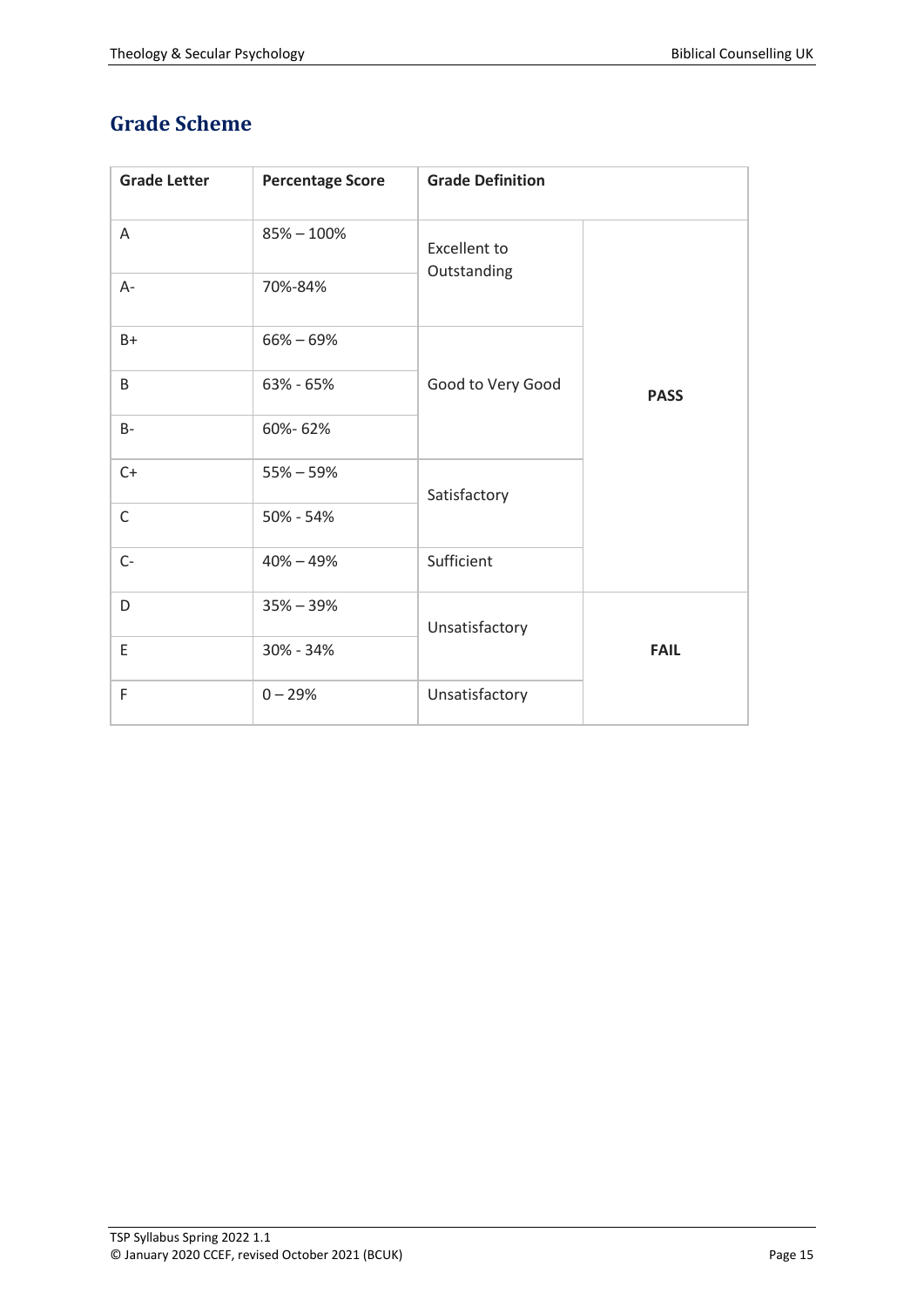## Grade Scheme

| Grade Letter | Percentage Score | Grade Definition | |
|---|---|---|---|
| A | 85% – 100% | Excellent to Outstanding | PASS |
| A- | 70%-84% | | |
| B+ | 66% – 69% | Good to Very Good | |
| B | 63% - 65% | | |
| B- | 60%- 62% | | |
| C+ | 55% – 59% | Satisfactory | |
| C | 50% - 54% | | |
| C- | 40% – 49% | Sufficient | |
| D | 35% – 39% | Unsatisfactory | FAIL |
| E | 30% - 34% | | |
| F | 0 – 29% | Unsatisfactory | |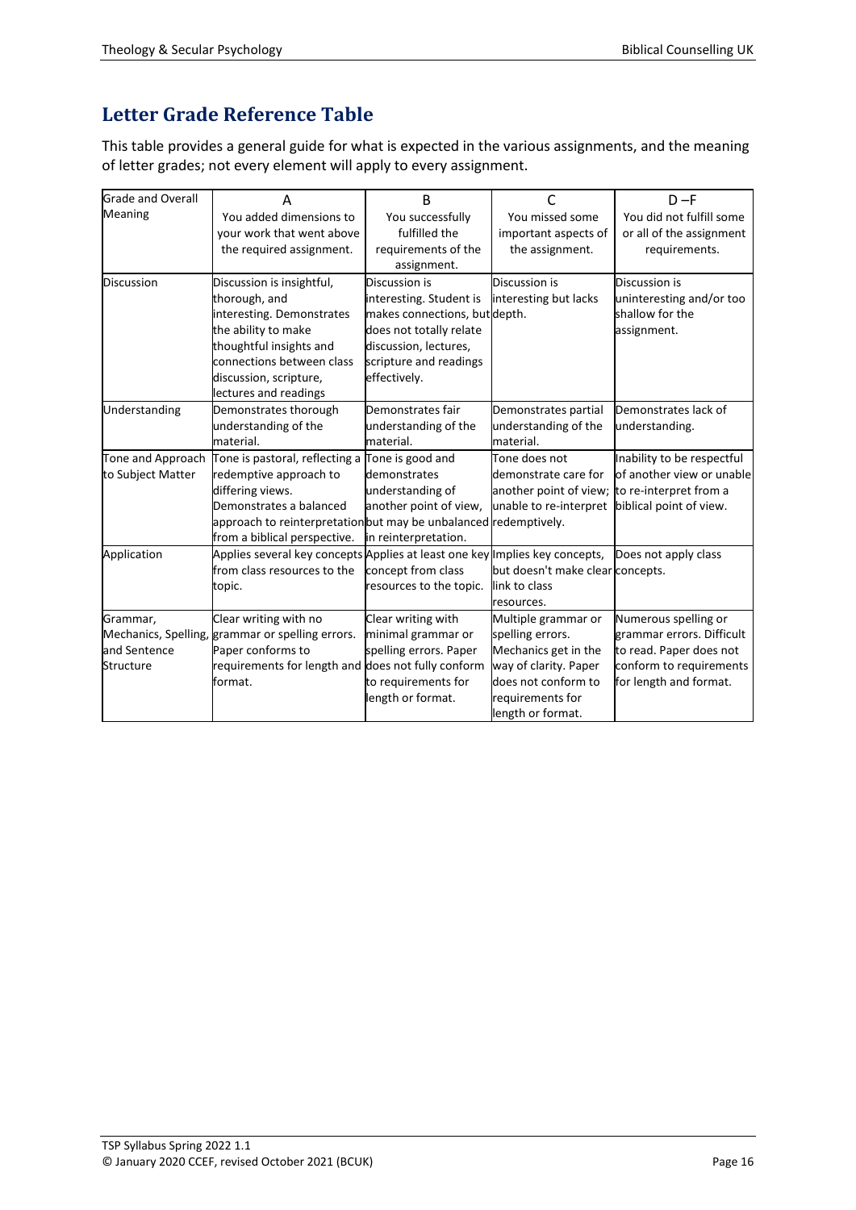## Letter Grade Reference Table

This table provides a general guide for what is expected in the various assignments, and the meaning of letter grades; not every element will apply to every assignment.

| Grade and Overall Meaning | A<br>You added dimensions to your work that went above the required assignment. | B<br>You successfully fulfilled the requirements of the assignment. | C<br>You missed some important aspects of the assignment. | D –F<br>You did not fulfill some or all of the assignment requirements. |
|---|---|---|---|---|
| Discussion | Discussion is insightful, thorough, and interesting. Demonstrates the ability to make thoughtful insights and connections between class discussion, scripture, lectures and readings | Discussion is interesting. Student is makes connections, but does not totally relate discussion, lectures, scripture and readings effectively. | Discussion is interesting but lacks depth. | Discussion is uninteresting and/or too shallow for the assignment. |
| Understanding | Demonstrates thorough understanding of the material. | Demonstrates fair understanding of the material. | Demonstrates partial understanding of the material. | Demonstrates lack of understanding. |
| Tone and Approach to Subject Matter | Tone is pastoral, reflecting a redemptive approach to differing views. Demonstrates a balanced approach to reinterpretation from a biblical perspective. | Tone is good and demonstrates understanding of another point of view, but may be unbalanced in reinterpretation. | Tone does not demonstrate care for another point of view; unable to re-interpret redemptively. | Inability to be respectful of another view or unable to re-interpret from a biblical point of view. |
| Application | Applies several key concepts from class resources to the topic. | Applies at least one key concept from class resources to the topic. | Implies key concepts, but doesn't make clear link to class resources. | Does not apply class concepts. |
| Grammar, Mechanics, Spelling, and Sentence Structure | Clear writing with no grammar or spelling errors. Paper conforms to requirements for length and format. | Clear writing with minimal grammar or spelling errors. Paper does not fully conform to requirements for length or format. | Multiple grammar or spelling errors. Mechanics get in the way of clarity. Paper does not conform to requirements for length or format. | Numerous spelling or grammar errors. Difficult to read. Paper does not conform to requirements for length and format. |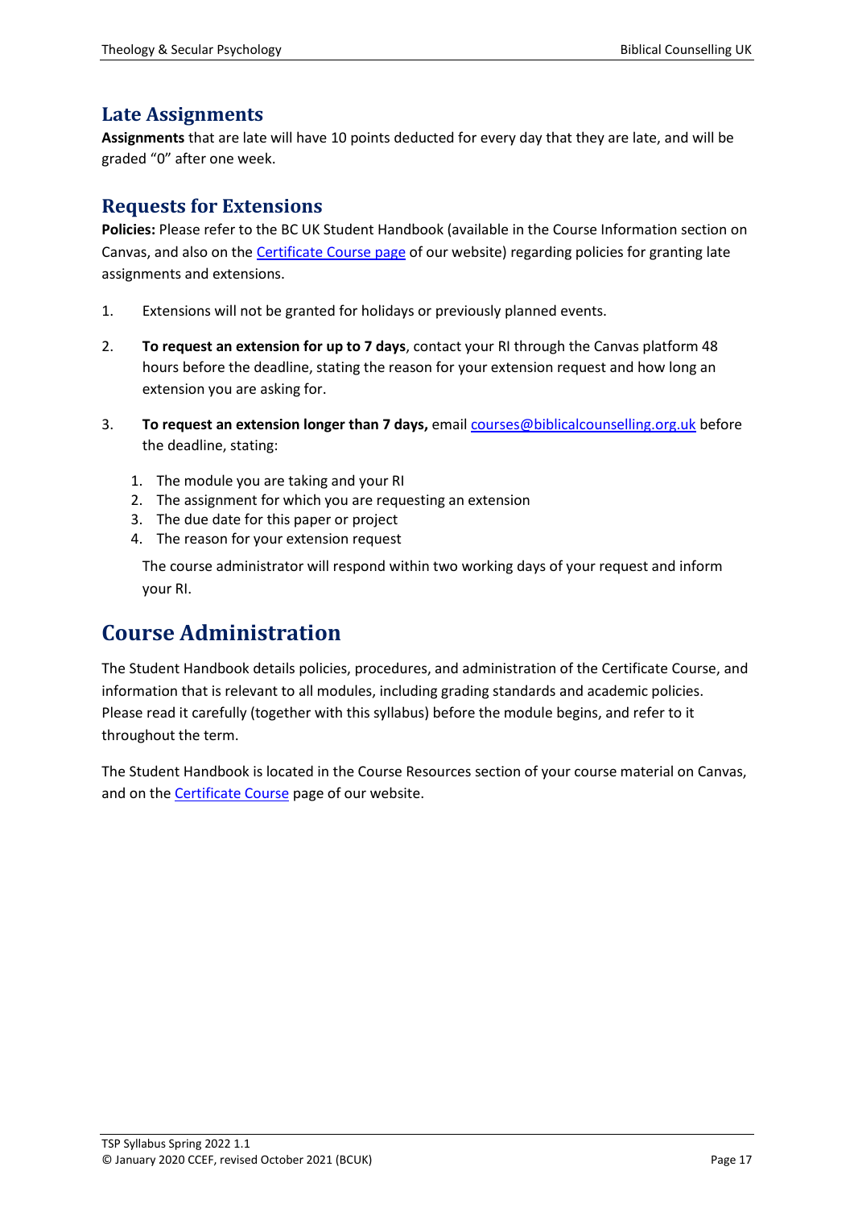## Late Assignments

**Assignments** that are late will have 10 points deducted for every day that they are late, and will be graded "0" after one week.

## Requests for Extensions

**Policies:** Please refer to the BC UK Student Handbook (available in the Course Information section on Canvas, and also on the Certificate Course page of our website) regarding policies for granting late assignments and extensions.

1. Extensions will not be granted for holidays or previously planned events.
2. **To request an extension for up to 7 days**, contact your RI through the Canvas platform 48 hours before the deadline, stating the reason for your extension request and how long an extension you are asking for.
3. **To request an extension longer than 7 days,** email courses@biblicalcounselling.org.uk before the deadline, stating:
   1. The module you are taking and your RI
   2. The assignment for which you are requesting an extension
   3. The due date for this paper or project
   4. The reason for your extension request

   The course administrator will respond within two working days of your request and inform your RI.

# Course Administration

The Student Handbook details policies, procedures, and administration of the Certificate Course, and information that is relevant to all modules, including grading standards and academic policies. Please read it carefully (together with this syllabus) before the module begins, and refer to it throughout the term.

The Student Handbook is located in the Course Resources section of your course material on Canvas, and on the Certificate Course page of our website.